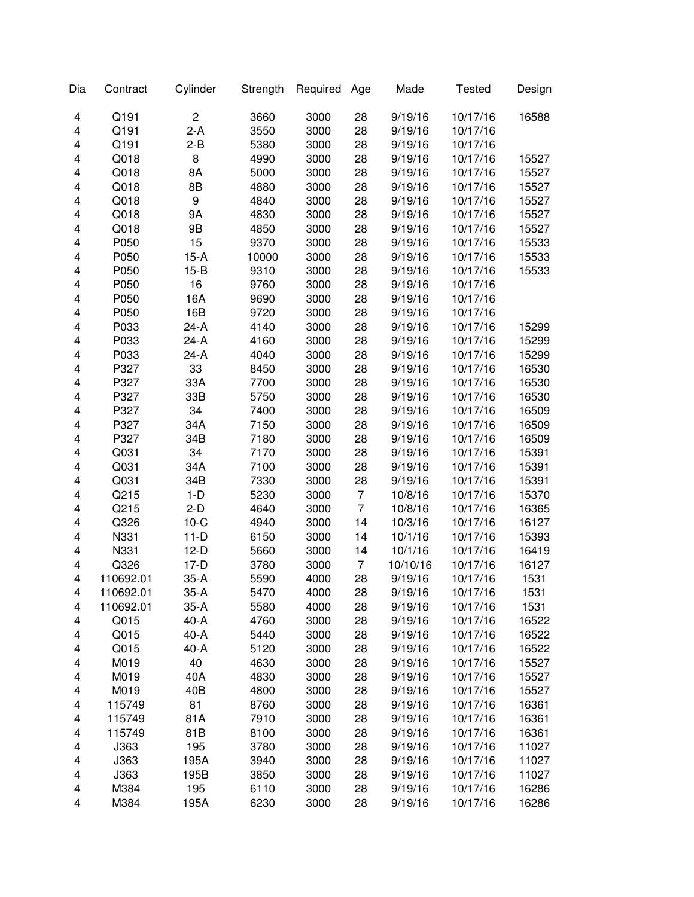| Dia | Contract | Cylinder | Strength | Required | Age | Made | Tested | Design |
|---|---|---|---|---|---|---|---|---|
| 4 | Q191 | 2 | 3660 | 3000 | 28 | 9/19/16 | 10/17/16 | 16588 |
| 4 | Q191 | 2-A | 3550 | 3000 | 28 | 9/19/16 | 10/17/16 | |
| 4 | Q191 | 2-B | 5380 | 3000 | 28 | 9/19/16 | 10/17/16 | |
| 4 | Q018 | 8 | 4990 | 3000 | 28 | 9/19/16 | 10/17/16 | 15527 |
| 4 | Q018 | 8A | 5000 | 3000 | 28 | 9/19/16 | 10/17/16 | 15527 |
| 4 | Q018 | 8B | 4880 | 3000 | 28 | 9/19/16 | 10/17/16 | 15527 |
| 4 | Q018 | 9 | 4840 | 3000 | 28 | 9/19/16 | 10/17/16 | 15527 |
| 4 | Q018 | 9A | 4830 | 3000 | 28 | 9/19/16 | 10/17/16 | 15527 |
| 4 | Q018 | 9B | 4850 | 3000 | 28 | 9/19/16 | 10/17/16 | 15527 |
| 4 | P050 | 15 | 9370 | 3000 | 28 | 9/19/16 | 10/17/16 | 15533 |
| 4 | P050 | 15-A | 10000 | 3000 | 28 | 9/19/16 | 10/17/16 | 15533 |
| 4 | P050 | 15-B | 9310 | 3000 | 28 | 9/19/16 | 10/17/16 | 15533 |
| 4 | P050 | 16 | 9760 | 3000 | 28 | 9/19/16 | 10/17/16 | |
| 4 | P050 | 16A | 9690 | 3000 | 28 | 9/19/16 | 10/17/16 | |
| 4 | P050 | 16B | 9720 | 3000 | 28 | 9/19/16 | 10/17/16 | |
| 4 | P033 | 24-A | 4140 | 3000 | 28 | 9/19/16 | 10/17/16 | 15299 |
| 4 | P033 | 24-A | 4160 | 3000 | 28 | 9/19/16 | 10/17/16 | 15299 |
| 4 | P033 | 24-A | 4040 | 3000 | 28 | 9/19/16 | 10/17/16 | 15299 |
| 4 | P327 | 33 | 8450 | 3000 | 28 | 9/19/16 | 10/17/16 | 16530 |
| 4 | P327 | 33A | 7700 | 3000 | 28 | 9/19/16 | 10/17/16 | 16530 |
| 4 | P327 | 33B | 5750 | 3000 | 28 | 9/19/16 | 10/17/16 | 16530 |
| 4 | P327 | 34 | 7400 | 3000 | 28 | 9/19/16 | 10/17/16 | 16509 |
| 4 | P327 | 34A | 7150 | 3000 | 28 | 9/19/16 | 10/17/16 | 16509 |
| 4 | P327 | 34B | 7180 | 3000 | 28 | 9/19/16 | 10/17/16 | 16509 |
| 4 | Q031 | 34 | 7170 | 3000 | 28 | 9/19/16 | 10/17/16 | 15391 |
| 4 | Q031 | 34A | 7100 | 3000 | 28 | 9/19/16 | 10/17/16 | 15391 |
| 4 | Q031 | 34B | 7330 | 3000 | 28 | 9/19/16 | 10/17/16 | 15391 |
| 4 | Q215 | 1-D | 5230 | 3000 | 7 | 10/8/16 | 10/17/16 | 15370 |
| 4 | Q215 | 2-D | 4640 | 3000 | 7 | 10/8/16 | 10/17/16 | 16365 |
| 4 | Q326 | 10-C | 4940 | 3000 | 14 | 10/3/16 | 10/17/16 | 16127 |
| 4 | N331 | 11-D | 6150 | 3000 | 14 | 10/1/16 | 10/17/16 | 15393 |
| 4 | N331 | 12-D | 5660 | 3000 | 14 | 10/1/16 | 10/17/16 | 16419 |
| 4 | Q326 | 17-D | 3780 | 3000 | 7 | 10/10/16 | 10/17/16 | 16127 |
| 4 | 110692.01 | 35-A | 5590 | 4000 | 28 | 9/19/16 | 10/17/16 | 1531 |
| 4 | 110692.01 | 35-A | 5470 | 4000 | 28 | 9/19/16 | 10/17/16 | 1531 |
| 4 | 110692.01 | 35-A | 5580 | 4000 | 28 | 9/19/16 | 10/17/16 | 1531 |
| 4 | Q015 | 40-A | 4760 | 3000 | 28 | 9/19/16 | 10/17/16 | 16522 |
| 4 | Q015 | 40-A | 5440 | 3000 | 28 | 9/19/16 | 10/17/16 | 16522 |
| 4 | Q015 | 40-A | 5120 | 3000 | 28 | 9/19/16 | 10/17/16 | 16522 |
| 4 | M019 | 40 | 4630 | 3000 | 28 | 9/19/16 | 10/17/16 | 15527 |
| 4 | M019 | 40A | 4830 | 3000 | 28 | 9/19/16 | 10/17/16 | 15527 |
| 4 | M019 | 40B | 4800 | 3000 | 28 | 9/19/16 | 10/17/16 | 15527 |
| 4 | 115749 | 81 | 8760 | 3000 | 28 | 9/19/16 | 10/17/16 | 16361 |
| 4 | 115749 | 81A | 7910 | 3000 | 28 | 9/19/16 | 10/17/16 | 16361 |
| 4 | 115749 | 81B | 8100 | 3000 | 28 | 9/19/16 | 10/17/16 | 16361 |
| 4 | J363 | 195 | 3780 | 3000 | 28 | 9/19/16 | 10/17/16 | 11027 |
| 4 | J363 | 195A | 3940 | 3000 | 28 | 9/19/16 | 10/17/16 | 11027 |
| 4 | J363 | 195B | 3850 | 3000 | 28 | 9/19/16 | 10/17/16 | 11027 |
| 4 | M384 | 195 | 6110 | 3000 | 28 | 9/19/16 | 10/17/16 | 16286 |
| 4 | M384 | 195A | 6230 | 3000 | 28 | 9/19/16 | 10/17/16 | 16286 |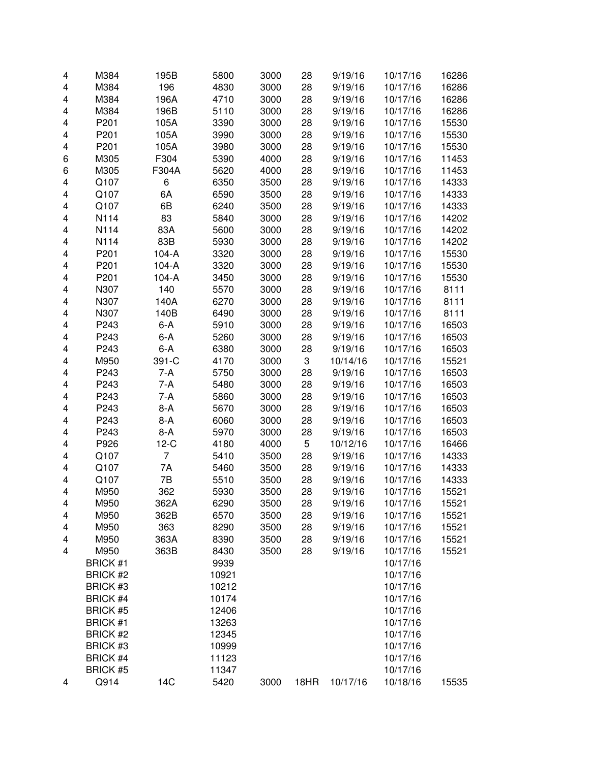| | | | | | | | | |
|---|---|---|---|---|---|---|---|---|
| 4 | M384 | 195B | 5800 | 3000 | 28 | 9/19/16 | 10/17/16 | 16286 |
| 4 | M384 | 196 | 4830 | 3000 | 28 | 9/19/16 | 10/17/16 | 16286 |
| 4 | M384 | 196A | 4710 | 3000 | 28 | 9/19/16 | 10/17/16 | 16286 |
| 4 | M384 | 196B | 5110 | 3000 | 28 | 9/19/16 | 10/17/16 | 16286 |
| 4 | P201 | 105A | 3390 | 3000 | 28 | 9/19/16 | 10/17/16 | 15530 |
| 4 | P201 | 105A | 3990 | 3000 | 28 | 9/19/16 | 10/17/16 | 15530 |
| 4 | P201 | 105A | 3980 | 3000 | 28 | 9/19/16 | 10/17/16 | 15530 |
| 6 | M305 | F304 | 5390 | 4000 | 28 | 9/19/16 | 10/17/16 | 11453 |
| 6 | M305 | F304A | 5620 | 4000 | 28 | 9/19/16 | 10/17/16 | 11453 |
| 4 | Q107 | 6 | 6350 | 3500 | 28 | 9/19/16 | 10/17/16 | 14333 |
| 4 | Q107 | 6A | 6590 | 3500 | 28 | 9/19/16 | 10/17/16 | 14333 |
| 4 | Q107 | 6B | 6240 | 3500 | 28 | 9/19/16 | 10/17/16 | 14333 |
| 4 | N114 | 83 | 5840 | 3000 | 28 | 9/19/16 | 10/17/16 | 14202 |
| 4 | N114 | 83A | 5600 | 3000 | 28 | 9/19/16 | 10/17/16 | 14202 |
| 4 | N114 | 83B | 5930 | 3000 | 28 | 9/19/16 | 10/17/16 | 14202 |
| 4 | P201 | 104-A | 3320 | 3000 | 28 | 9/19/16 | 10/17/16 | 15530 |
| 4 | P201 | 104-A | 3320 | 3000 | 28 | 9/19/16 | 10/17/16 | 15530 |
| 4 | P201 | 104-A | 3450 | 3000 | 28 | 9/19/16 | 10/17/16 | 15530 |
| 4 | N307 | 140 | 5570 | 3000 | 28 | 9/19/16 | 10/17/16 | 8111 |
| 4 | N307 | 140A | 6270 | 3000 | 28 | 9/19/16 | 10/17/16 | 8111 |
| 4 | N307 | 140B | 6490 | 3000 | 28 | 9/19/16 | 10/17/16 | 8111 |
| 4 | P243 | 6-A | 5910 | 3000 | 28 | 9/19/16 | 10/17/16 | 16503 |
| 4 | P243 | 6-A | 5260 | 3000 | 28 | 9/19/16 | 10/17/16 | 16503 |
| 4 | P243 | 6-A | 6380 | 3000 | 28 | 9/19/16 | 10/17/16 | 16503 |
| 4 | M950 | 391-C | 4170 | 3000 | 3 | 10/14/16 | 10/17/16 | 15521 |
| 4 | P243 | 7-A | 5750 | 3000 | 28 | 9/19/16 | 10/17/16 | 16503 |
| 4 | P243 | 7-A | 5480 | 3000 | 28 | 9/19/16 | 10/17/16 | 16503 |
| 4 | P243 | 7-A | 5860 | 3000 | 28 | 9/19/16 | 10/17/16 | 16503 |
| 4 | P243 | 8-A | 5670 | 3000 | 28 | 9/19/16 | 10/17/16 | 16503 |
| 4 | P243 | 8-A | 6060 | 3000 | 28 | 9/19/16 | 10/17/16 | 16503 |
| 4 | P243 | 8-A | 5970 | 3000 | 28 | 9/19/16 | 10/17/16 | 16503 |
| 4 | P926 | 12-C | 4180 | 4000 | 5 | 10/12/16 | 10/17/16 | 16466 |
| 4 | Q107 | 7 | 5410 | 3500 | 28 | 9/19/16 | 10/17/16 | 14333 |
| 4 | Q107 | 7A | 5460 | 3500 | 28 | 9/19/16 | 10/17/16 | 14333 |
| 4 | Q107 | 7B | 5510 | 3500 | 28 | 9/19/16 | 10/17/16 | 14333 |
| 4 | M950 | 362 | 5930 | 3500 | 28 | 9/19/16 | 10/17/16 | 15521 |
| 4 | M950 | 362A | 6290 | 3500 | 28 | 9/19/16 | 10/17/16 | 15521 |
| 4 | M950 | 362B | 6570 | 3500 | 28 | 9/19/16 | 10/17/16 | 15521 |
| 4 | M950 | 363 | 8290 | 3500 | 28 | 9/19/16 | 10/17/16 | 15521 |
| 4 | M950 | 363A | 8390 | 3500 | 28 | 9/19/16 | 10/17/16 | 15521 |
| 4 | M950 | 363B | 8430 | 3500 | 28 | 9/19/16 | 10/17/16 | 15521 |
| | BRICK #1 | | 9939 | | | | 10/17/16 | |
| | BRICK #2 | | 10921 | | | | 10/17/16 | |
| | BRICK #3 | | 10212 | | | | 10/17/16 | |
| | BRICK #4 | | 10174 | | | | 10/17/16 | |
| | BRICK #5 | | 12406 | | | | 10/17/16 | |
| | BRICK #1 | | 13263 | | | | 10/17/16 | |
| | BRICK #2 | | 12345 | | | | 10/17/16 | |
| | BRICK #3 | | 10999 | | | | 10/17/16 | |
| | BRICK #4 | | 11123 | | | | 10/17/16 | |
| | BRICK #5 | | 11347 | | | | 10/17/16 | |
| 4 | Q914 | 14C | 5420 | 3000 | 18HR | 10/17/16 | 10/18/16 | 15535 |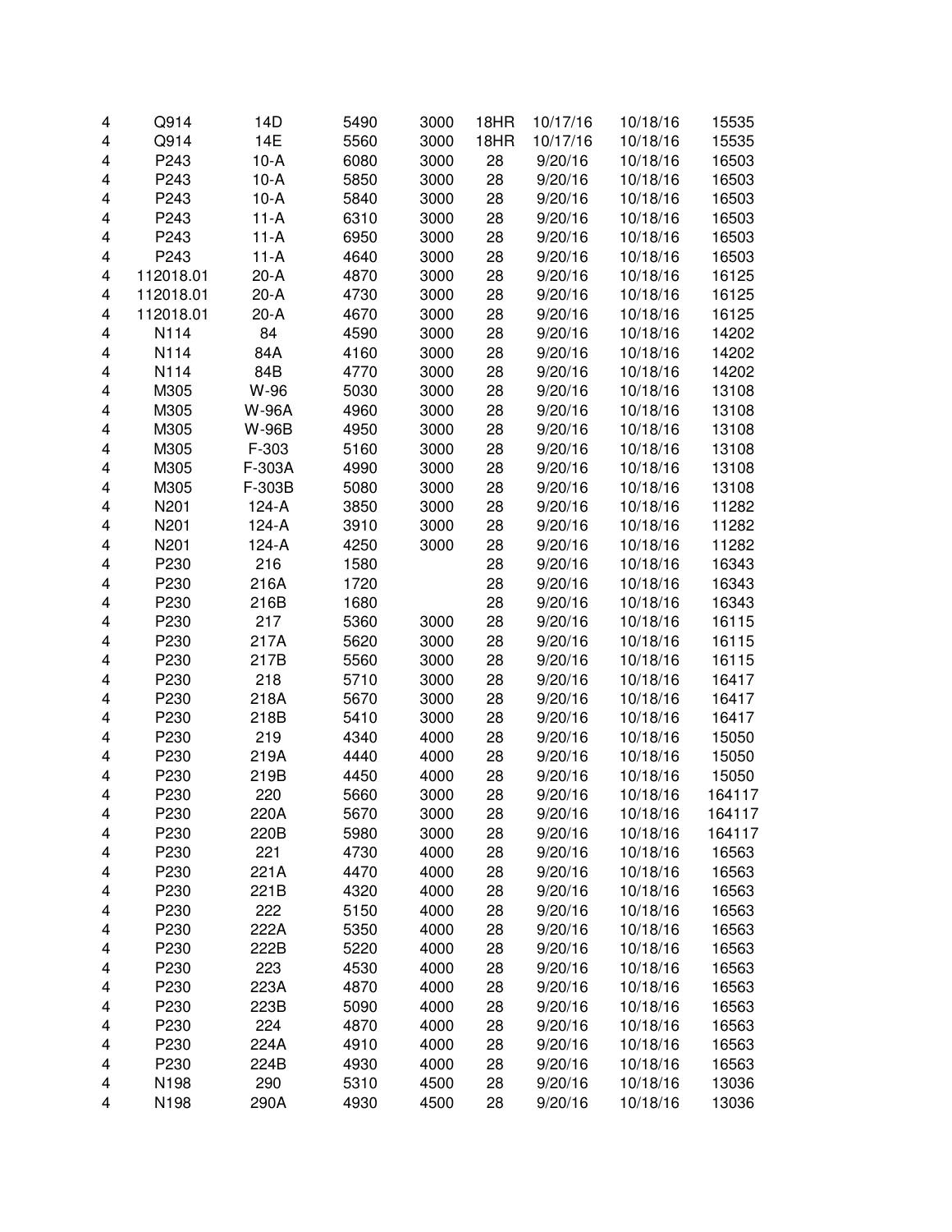| | | | | | | | | |
|---|---|---|---|---|---|---|---|---|
| 4 | Q914 | 14D | 5490 | 3000 | 18HR | 10/17/16 | 10/18/16 | 15535 |
| 4 | Q914 | 14E | 5560 | 3000 | 18HR | 10/17/16 | 10/18/16 | 15535 |
| 4 | P243 | 10-A | 6080 | 3000 | 28 | 9/20/16 | 10/18/16 | 16503 |
| 4 | P243 | 10-A | 5850 | 3000 | 28 | 9/20/16 | 10/18/16 | 16503 |
| 4 | P243 | 10-A | 5840 | 3000 | 28 | 9/20/16 | 10/18/16 | 16503 |
| 4 | P243 | 11-A | 6310 | 3000 | 28 | 9/20/16 | 10/18/16 | 16503 |
| 4 | P243 | 11-A | 6950 | 3000 | 28 | 9/20/16 | 10/18/16 | 16503 |
| 4 | P243 | 11-A | 4640 | 3000 | 28 | 9/20/16 | 10/18/16 | 16503 |
| 4 | 112018.01 | 20-A | 4870 | 3000 | 28 | 9/20/16 | 10/18/16 | 16125 |
| 4 | 112018.01 | 20-A | 4730 | 3000 | 28 | 9/20/16 | 10/18/16 | 16125 |
| 4 | 112018.01 | 20-A | 4670 | 3000 | 28 | 9/20/16 | 10/18/16 | 16125 |
| 4 | N114 | 84 | 4590 | 3000 | 28 | 9/20/16 | 10/18/16 | 14202 |
| 4 | N114 | 84A | 4160 | 3000 | 28 | 9/20/16 | 10/18/16 | 14202 |
| 4 | N114 | 84B | 4770 | 3000 | 28 | 9/20/16 | 10/18/16 | 14202 |
| 4 | M305 | W-96 | 5030 | 3000 | 28 | 9/20/16 | 10/18/16 | 13108 |
| 4 | M305 | W-96A | 4960 | 3000 | 28 | 9/20/16 | 10/18/16 | 13108 |
| 4 | M305 | W-96B | 4950 | 3000 | 28 | 9/20/16 | 10/18/16 | 13108 |
| 4 | M305 | F-303 | 5160 | 3000 | 28 | 9/20/16 | 10/18/16 | 13108 |
| 4 | M305 | F-303A | 4990 | 3000 | 28 | 9/20/16 | 10/18/16 | 13108 |
| 4 | M305 | F-303B | 5080 | 3000 | 28 | 9/20/16 | 10/18/16 | 13108 |
| 4 | N201 | 124-A | 3850 | 3000 | 28 | 9/20/16 | 10/18/16 | 11282 |
| 4 | N201 | 124-A | 3910 | 3000 | 28 | 9/20/16 | 10/18/16 | 11282 |
| 4 | N201 | 124-A | 4250 | 3000 | 28 | 9/20/16 | 10/18/16 | 11282 |
| 4 | P230 | 216 | 1580 | | 28 | 9/20/16 | 10/18/16 | 16343 |
| 4 | P230 | 216A | 1720 | | 28 | 9/20/16 | 10/18/16 | 16343 |
| 4 | P230 | 216B | 1680 | | 28 | 9/20/16 | 10/18/16 | 16343 |
| 4 | P230 | 217 | 5360 | 3000 | 28 | 9/20/16 | 10/18/16 | 16115 |
| 4 | P230 | 217A | 5620 | 3000 | 28 | 9/20/16 | 10/18/16 | 16115 |
| 4 | P230 | 217B | 5560 | 3000 | 28 | 9/20/16 | 10/18/16 | 16115 |
| 4 | P230 | 218 | 5710 | 3000 | 28 | 9/20/16 | 10/18/16 | 16417 |
| 4 | P230 | 218A | 5670 | 3000 | 28 | 9/20/16 | 10/18/16 | 16417 |
| 4 | P230 | 218B | 5410 | 3000 | 28 | 9/20/16 | 10/18/16 | 16417 |
| 4 | P230 | 219 | 4340 | 4000 | 28 | 9/20/16 | 10/18/16 | 15050 |
| 4 | P230 | 219A | 4440 | 4000 | 28 | 9/20/16 | 10/18/16 | 15050 |
| 4 | P230 | 219B | 4450 | 4000 | 28 | 9/20/16 | 10/18/16 | 15050 |
| 4 | P230 | 220 | 5660 | 3000 | 28 | 9/20/16 | 10/18/16 | 164117 |
| 4 | P230 | 220A | 5670 | 3000 | 28 | 9/20/16 | 10/18/16 | 164117 |
| 4 | P230 | 220B | 5980 | 3000 | 28 | 9/20/16 | 10/18/16 | 164117 |
| 4 | P230 | 221 | 4730 | 4000 | 28 | 9/20/16 | 10/18/16 | 16563 |
| 4 | P230 | 221A | 4470 | 4000 | 28 | 9/20/16 | 10/18/16 | 16563 |
| 4 | P230 | 221B | 4320 | 4000 | 28 | 9/20/16 | 10/18/16 | 16563 |
| 4 | P230 | 222 | 5150 | 4000 | 28 | 9/20/16 | 10/18/16 | 16563 |
| 4 | P230 | 222A | 5350 | 4000 | 28 | 9/20/16 | 10/18/16 | 16563 |
| 4 | P230 | 222B | 5220 | 4000 | 28 | 9/20/16 | 10/18/16 | 16563 |
| 4 | P230 | 223 | 4530 | 4000 | 28 | 9/20/16 | 10/18/16 | 16563 |
| 4 | P230 | 223A | 4870 | 4000 | 28 | 9/20/16 | 10/18/16 | 16563 |
| 4 | P230 | 223B | 5090 | 4000 | 28 | 9/20/16 | 10/18/16 | 16563 |
| 4 | P230 | 224 | 4870 | 4000 | 28 | 9/20/16 | 10/18/16 | 16563 |
| 4 | P230 | 224A | 4910 | 4000 | 28 | 9/20/16 | 10/18/16 | 16563 |
| 4 | P230 | 224B | 4930 | 4000 | 28 | 9/20/16 | 10/18/16 | 16563 |
| 4 | N198 | 290 | 5310 | 4500 | 28 | 9/20/16 | 10/18/16 | 13036 |
| 4 | N198 | 290A | 4930 | 4500 | 28 | 9/20/16 | 10/18/16 | 13036 |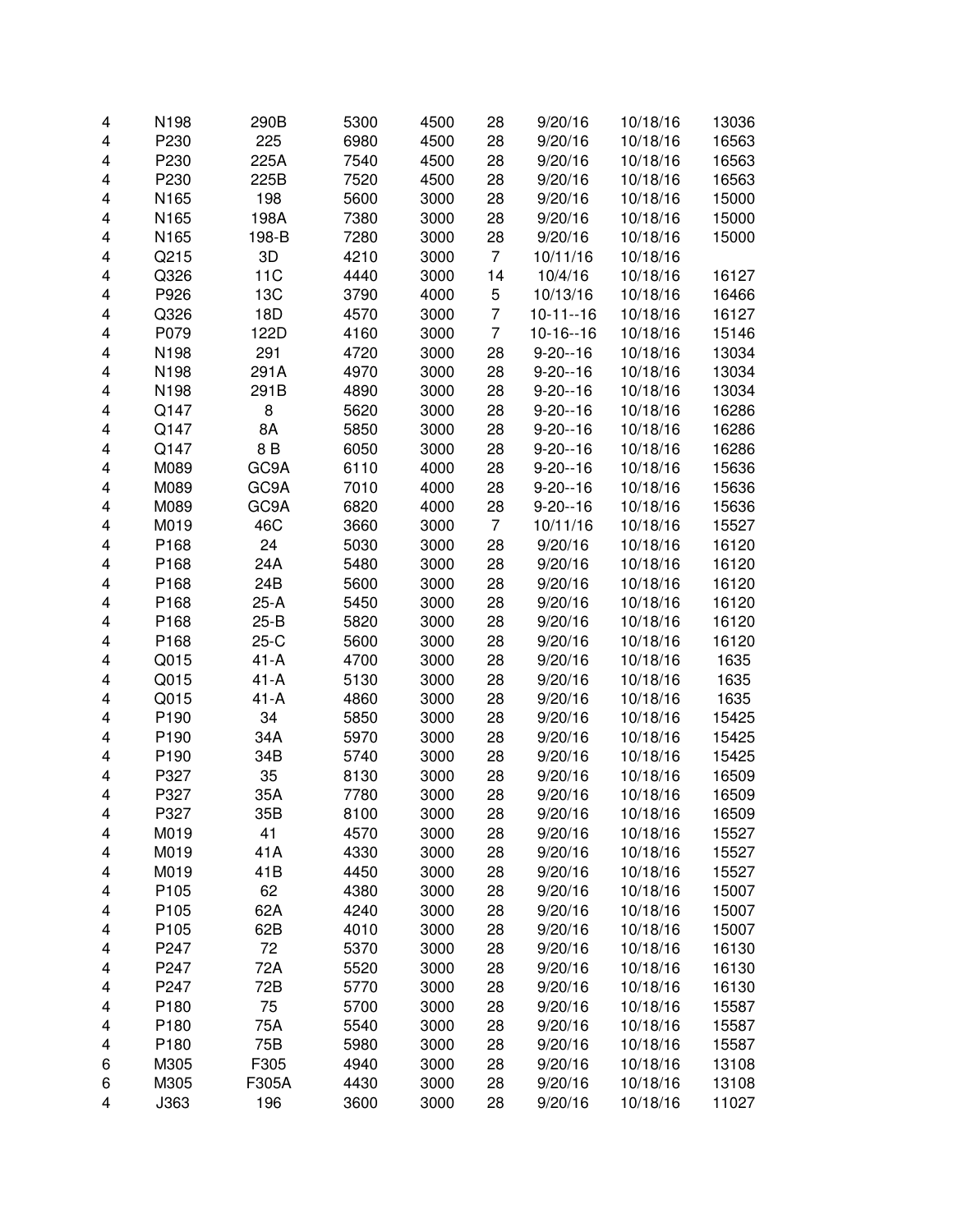| | | | | | | | | |
|---|---|---|---|---|---|---|---|---|
| 4 | N198 | 290B | 5300 | 4500 | 28 | 9/20/16 | 10/18/16 | 13036 |
| 4 | P230 | 225 | 6980 | 4500 | 28 | 9/20/16 | 10/18/16 | 16563 |
| 4 | P230 | 225A | 7540 | 4500 | 28 | 9/20/16 | 10/18/16 | 16563 |
| 4 | P230 | 225B | 7520 | 4500 | 28 | 9/20/16 | 10/18/16 | 16563 |
| 4 | N165 | 198 | 5600 | 3000 | 28 | 9/20/16 | 10/18/16 | 15000 |
| 4 | N165 | 198A | 7380 | 3000 | 28 | 9/20/16 | 10/18/16 | 15000 |
| 4 | N165 | 198-B | 7280 | 3000 | 28 | 9/20/16 | 10/18/16 | 15000 |
| 4 | Q215 | 3D | 4210 | 3000 | 7 | 10/11/16 | 10/18/16 | |
| 4 | Q326 | 11C | 4440 | 3000 | 14 | 10/4/16 | 10/18/16 | 16127 |
| 4 | P926 | 13C | 3790 | 4000 | 5 | 10/13/16 | 10/18/16 | 16466 |
| 4 | Q326 | 18D | 4570 | 3000 | 7 | 10-11--16 | 10/18/16 | 16127 |
| 4 | P079 | 122D | 4160 | 3000 | 7 | 10-16--16 | 10/18/16 | 15146 |
| 4 | N198 | 291 | 4720 | 3000 | 28 | 9-20--16 | 10/18/16 | 13034 |
| 4 | N198 | 291A | 4970 | 3000 | 28 | 9-20--16 | 10/18/16 | 13034 |
| 4 | N198 | 291B | 4890 | 3000 | 28 | 9-20--16 | 10/18/16 | 13034 |
| 4 | Q147 | 8 | 5620 | 3000 | 28 | 9-20--16 | 10/18/16 | 16286 |
| 4 | Q147 | 8A | 5850 | 3000 | 28 | 9-20--16 | 10/18/16 | 16286 |
| 4 | Q147 | 8 B | 6050 | 3000 | 28 | 9-20--16 | 10/18/16 | 16286 |
| 4 | M089 | GC9A | 6110 | 4000 | 28 | 9-20--16 | 10/18/16 | 15636 |
| 4 | M089 | GC9A | 7010 | 4000 | 28 | 9-20--16 | 10/18/16 | 15636 |
| 4 | M089 | GC9A | 6820 | 4000 | 28 | 9-20--16 | 10/18/16 | 15636 |
| 4 | M019 | 46C | 3660 | 3000 | 7 | 10/11/16 | 10/18/16 | 15527 |
| 4 | P168 | 24 | 5030 | 3000 | 28 | 9/20/16 | 10/18/16 | 16120 |
| 4 | P168 | 24A | 5480 | 3000 | 28 | 9/20/16 | 10/18/16 | 16120 |
| 4 | P168 | 24B | 5600 | 3000 | 28 | 9/20/16 | 10/18/16 | 16120 |
| 4 | P168 | 25-A | 5450 | 3000 | 28 | 9/20/16 | 10/18/16 | 16120 |
| 4 | P168 | 25-B | 5820 | 3000 | 28 | 9/20/16 | 10/18/16 | 16120 |
| 4 | P168 | 25-C | 5600 | 3000 | 28 | 9/20/16 | 10/18/16 | 16120 |
| 4 | Q015 | 41-A | 4700 | 3000 | 28 | 9/20/16 | 10/18/16 | 1635 |
| 4 | Q015 | 41-A | 5130 | 3000 | 28 | 9/20/16 | 10/18/16 | 1635 |
| 4 | Q015 | 41-A | 4860 | 3000 | 28 | 9/20/16 | 10/18/16 | 1635 |
| 4 | P190 | 34 | 5850 | 3000 | 28 | 9/20/16 | 10/18/16 | 15425 |
| 4 | P190 | 34A | 5970 | 3000 | 28 | 9/20/16 | 10/18/16 | 15425 |
| 4 | P190 | 34B | 5740 | 3000 | 28 | 9/20/16 | 10/18/16 | 15425 |
| 4 | P327 | 35 | 8130 | 3000 | 28 | 9/20/16 | 10/18/16 | 16509 |
| 4 | P327 | 35A | 7780 | 3000 | 28 | 9/20/16 | 10/18/16 | 16509 |
| 4 | P327 | 35B | 8100 | 3000 | 28 | 9/20/16 | 10/18/16 | 16509 |
| 4 | M019 | 41 | 4570 | 3000 | 28 | 9/20/16 | 10/18/16 | 15527 |
| 4 | M019 | 41A | 4330 | 3000 | 28 | 9/20/16 | 10/18/16 | 15527 |
| 4 | M019 | 41B | 4450 | 3000 | 28 | 9/20/16 | 10/18/16 | 15527 |
| 4 | P105 | 62 | 4380 | 3000 | 28 | 9/20/16 | 10/18/16 | 15007 |
| 4 | P105 | 62A | 4240 | 3000 | 28 | 9/20/16 | 10/18/16 | 15007 |
| 4 | P105 | 62B | 4010 | 3000 | 28 | 9/20/16 | 10/18/16 | 15007 |
| 4 | P247 | 72 | 5370 | 3000 | 28 | 9/20/16 | 10/18/16 | 16130 |
| 4 | P247 | 72A | 5520 | 3000 | 28 | 9/20/16 | 10/18/16 | 16130 |
| 4 | P247 | 72B | 5770 | 3000 | 28 | 9/20/16 | 10/18/16 | 16130 |
| 4 | P180 | 75 | 5700 | 3000 | 28 | 9/20/16 | 10/18/16 | 15587 |
| 4 | P180 | 75A | 5540 | 3000 | 28 | 9/20/16 | 10/18/16 | 15587 |
| 4 | P180 | 75B | 5980 | 3000 | 28 | 9/20/16 | 10/18/16 | 15587 |
| 6 | M305 | F305 | 4940 | 3000 | 28 | 9/20/16 | 10/18/16 | 13108 |
| 6 | M305 | F305A | 4430 | 3000 | 28 | 9/20/16 | 10/18/16 | 13108 |
| 4 | J363 | 196 | 3600 | 3000 | 28 | 9/20/16 | 10/18/16 | 11027 |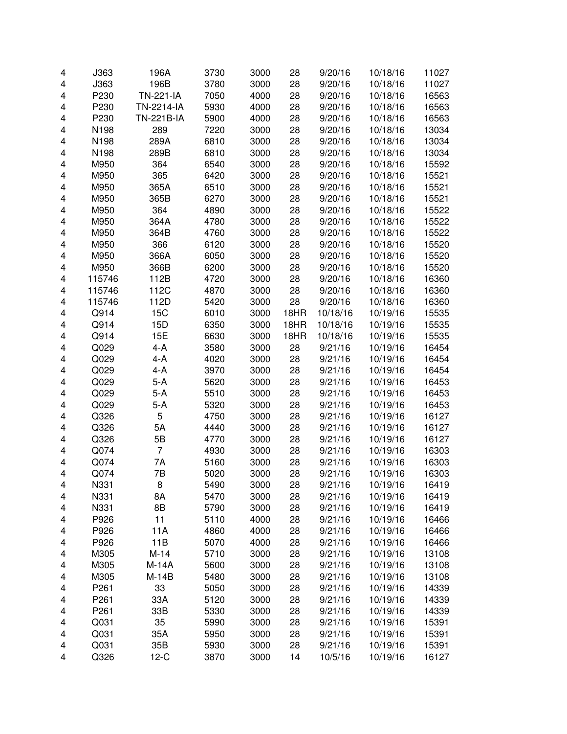| | | | | | | | | |
|---|---|---|---|---|---|---|---|---|
| 4 | J363 | 196A | 3730 | 3000 | 28 | 9/20/16 | 10/18/16 | 11027 |
| 4 | J363 | 196B | 3780 | 3000 | 28 | 9/20/16 | 10/18/16 | 11027 |
| 4 | P230 | TN-221-IA | 7050 | 4000 | 28 | 9/20/16 | 10/18/16 | 16563 |
| 4 | P230 | TN-2214-IA | 5930 | 4000 | 28 | 9/20/16 | 10/18/16 | 16563 |
| 4 | P230 | TN-221B-IA | 5900 | 4000 | 28 | 9/20/16 | 10/18/16 | 16563 |
| 4 | N198 | 289 | 7220 | 3000 | 28 | 9/20/16 | 10/18/16 | 13034 |
| 4 | N198 | 289A | 6810 | 3000 | 28 | 9/20/16 | 10/18/16 | 13034 |
| 4 | N198 | 289B | 6810 | 3000 | 28 | 9/20/16 | 10/18/16 | 13034 |
| 4 | M950 | 364 | 6540 | 3000 | 28 | 9/20/16 | 10/18/16 | 15592 |
| 4 | M950 | 365 | 6420 | 3000 | 28 | 9/20/16 | 10/18/16 | 15521 |
| 4 | M950 | 365A | 6510 | 3000 | 28 | 9/20/16 | 10/18/16 | 15521 |
| 4 | M950 | 365B | 6270 | 3000 | 28 | 9/20/16 | 10/18/16 | 15521 |
| 4 | M950 | 364 | 4890 | 3000 | 28 | 9/20/16 | 10/18/16 | 15522 |
| 4 | M950 | 364A | 4780 | 3000 | 28 | 9/20/16 | 10/18/16 | 15522 |
| 4 | M950 | 364B | 4760 | 3000 | 28 | 9/20/16 | 10/18/16 | 15522 |
| 4 | M950 | 366 | 6120 | 3000 | 28 | 9/20/16 | 10/18/16 | 15520 |
| 4 | M950 | 366A | 6050 | 3000 | 28 | 9/20/16 | 10/18/16 | 15520 |
| 4 | M950 | 366B | 6200 | 3000 | 28 | 9/20/16 | 10/18/16 | 15520 |
| 4 | 115746 | 112B | 4720 | 3000 | 28 | 9/20/16 | 10/18/16 | 16360 |
| 4 | 115746 | 112C | 4870 | 3000 | 28 | 9/20/16 | 10/18/16 | 16360 |
| 4 | 115746 | 112D | 5420 | 3000 | 28 | 9/20/16 | 10/18/16 | 16360 |
| 4 | Q914 | 15C | 6010 | 3000 | 18HR | 10/18/16 | 10/19/16 | 15535 |
| 4 | Q914 | 15D | 6350 | 3000 | 18HR | 10/18/16 | 10/19/16 | 15535 |
| 4 | Q914 | 15E | 6630 | 3000 | 18HR | 10/18/16 | 10/19/16 | 15535 |
| 4 | Q029 | 4-A | 3580 | 3000 | 28 | 9/21/16 | 10/19/16 | 16454 |
| 4 | Q029 | 4-A | 4020 | 3000 | 28 | 9/21/16 | 10/19/16 | 16454 |
| 4 | Q029 | 4-A | 3970 | 3000 | 28 | 9/21/16 | 10/19/16 | 16454 |
| 4 | Q029 | 5-A | 5620 | 3000 | 28 | 9/21/16 | 10/19/16 | 16453 |
| 4 | Q029 | 5-A | 5510 | 3000 | 28 | 9/21/16 | 10/19/16 | 16453 |
| 4 | Q029 | 5-A | 5320 | 3000 | 28 | 9/21/16 | 10/19/16 | 16453 |
| 4 | Q326 | 5 | 4750 | 3000 | 28 | 9/21/16 | 10/19/16 | 16127 |
| 4 | Q326 | 5A | 4440 | 3000 | 28 | 9/21/16 | 10/19/16 | 16127 |
| 4 | Q326 | 5B | 4770 | 3000 | 28 | 9/21/16 | 10/19/16 | 16127 |
| 4 | Q074 | 7 | 4930 | 3000 | 28 | 9/21/16 | 10/19/16 | 16303 |
| 4 | Q074 | 7A | 5160 | 3000 | 28 | 9/21/16 | 10/19/16 | 16303 |
| 4 | Q074 | 7B | 5020 | 3000 | 28 | 9/21/16 | 10/19/16 | 16303 |
| 4 | N331 | 8 | 5490 | 3000 | 28 | 9/21/16 | 10/19/16 | 16419 |
| 4 | N331 | 8A | 5470 | 3000 | 28 | 9/21/16 | 10/19/16 | 16419 |
| 4 | N331 | 8B | 5790 | 3000 | 28 | 9/21/16 | 10/19/16 | 16419 |
| 4 | P926 | 11 | 5110 | 4000 | 28 | 9/21/16 | 10/19/16 | 16466 |
| 4 | P926 | 11A | 4860 | 4000 | 28 | 9/21/16 | 10/19/16 | 16466 |
| 4 | P926 | 11B | 5070 | 4000 | 28 | 9/21/16 | 10/19/16 | 16466 |
| 4 | M305 | M-14 | 5710 | 3000 | 28 | 9/21/16 | 10/19/16 | 13108 |
| 4 | M305 | M-14A | 5600 | 3000 | 28 | 9/21/16 | 10/19/16 | 13108 |
| 4 | M305 | M-14B | 5480 | 3000 | 28 | 9/21/16 | 10/19/16 | 13108 |
| 4 | P261 | 33 | 5050 | 3000 | 28 | 9/21/16 | 10/19/16 | 14339 |
| 4 | P261 | 33A | 5120 | 3000 | 28 | 9/21/16 | 10/19/16 | 14339 |
| 4 | P261 | 33B | 5330 | 3000 | 28 | 9/21/16 | 10/19/16 | 14339 |
| 4 | Q031 | 35 | 5990 | 3000 | 28 | 9/21/16 | 10/19/16 | 15391 |
| 4 | Q031 | 35A | 5950 | 3000 | 28 | 9/21/16 | 10/19/16 | 15391 |
| 4 | Q031 | 35B | 5930 | 3000 | 28 | 9/21/16 | 10/19/16 | 15391 |
| 4 | Q326 | 12-C | 3870 | 3000 | 14 | 10/5/16 | 10/19/16 | 16127 |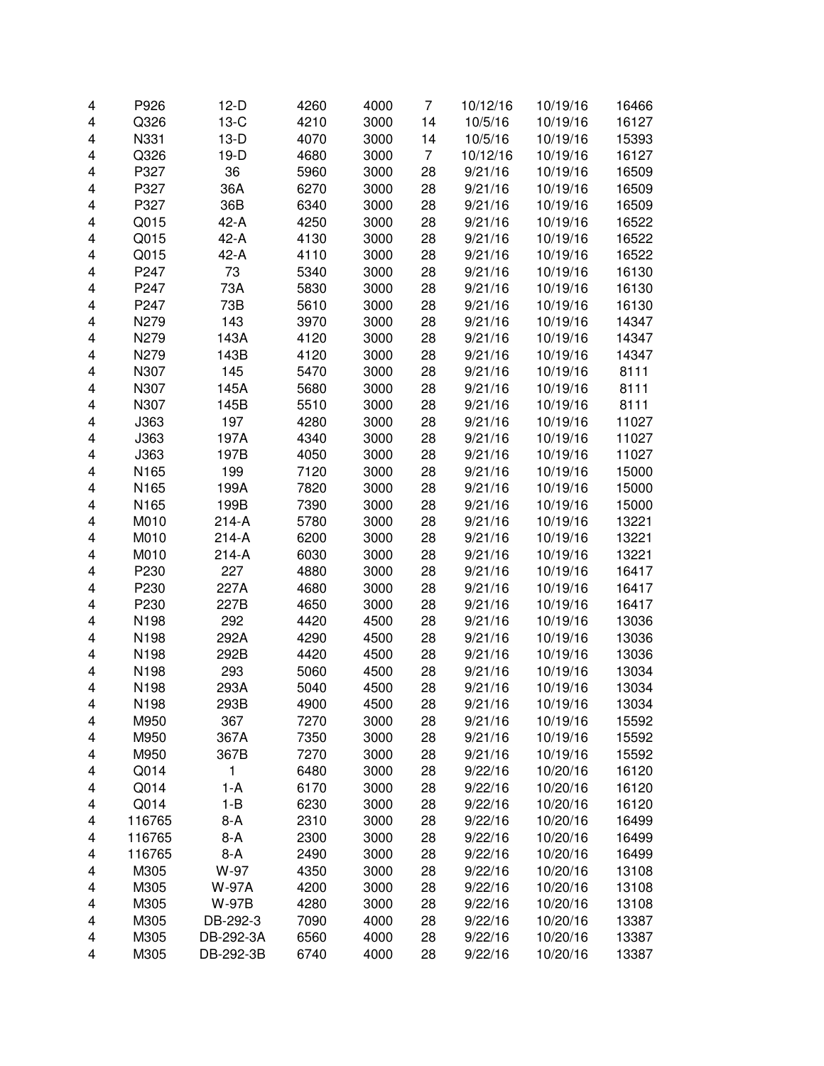| | | | | | | | | |
|---|---|---|---|---|---|---|---|---|
| 4 | P926 | 12-D | 4260 | 4000 | 7 | 10/12/16 | 10/19/16 | 16466 |
| 4 | Q326 | 13-C | 4210 | 3000 | 14 | 10/5/16 | 10/19/16 | 16127 |
| 4 | N331 | 13-D | 4070 | 3000 | 14 | 10/5/16 | 10/19/16 | 15393 |
| 4 | Q326 | 19-D | 4680 | 3000 | 7 | 10/12/16 | 10/19/16 | 16127 |
| 4 | P327 | 36 | 5960 | 3000 | 28 | 9/21/16 | 10/19/16 | 16509 |
| 4 | P327 | 36A | 6270 | 3000 | 28 | 9/21/16 | 10/19/16 | 16509 |
| 4 | P327 | 36B | 6340 | 3000 | 28 | 9/21/16 | 10/19/16 | 16509 |
| 4 | Q015 | 42-A | 4250 | 3000 | 28 | 9/21/16 | 10/19/16 | 16522 |
| 4 | Q015 | 42-A | 4130 | 3000 | 28 | 9/21/16 | 10/19/16 | 16522 |
| 4 | Q015 | 42-A | 4110 | 3000 | 28 | 9/21/16 | 10/19/16 | 16522 |
| 4 | P247 | 73 | 5340 | 3000 | 28 | 9/21/16 | 10/19/16 | 16130 |
| 4 | P247 | 73A | 5830 | 3000 | 28 | 9/21/16 | 10/19/16 | 16130 |
| 4 | P247 | 73B | 5610 | 3000 | 28 | 9/21/16 | 10/19/16 | 16130 |
| 4 | N279 | 143 | 3970 | 3000 | 28 | 9/21/16 | 10/19/16 | 14347 |
| 4 | N279 | 143A | 4120 | 3000 | 28 | 9/21/16 | 10/19/16 | 14347 |
| 4 | N279 | 143B | 4120 | 3000 | 28 | 9/21/16 | 10/19/16 | 14347 |
| 4 | N307 | 145 | 5470 | 3000 | 28 | 9/21/16 | 10/19/16 | 8111 |
| 4 | N307 | 145A | 5680 | 3000 | 28 | 9/21/16 | 10/19/16 | 8111 |
| 4 | N307 | 145B | 5510 | 3000 | 28 | 9/21/16 | 10/19/16 | 8111 |
| 4 | J363 | 197 | 4280 | 3000 | 28 | 9/21/16 | 10/19/16 | 11027 |
| 4 | J363 | 197A | 4340 | 3000 | 28 | 9/21/16 | 10/19/16 | 11027 |
| 4 | J363 | 197B | 4050 | 3000 | 28 | 9/21/16 | 10/19/16 | 11027 |
| 4 | N165 | 199 | 7120 | 3000 | 28 | 9/21/16 | 10/19/16 | 15000 |
| 4 | N165 | 199A | 7820 | 3000 | 28 | 9/21/16 | 10/19/16 | 15000 |
| 4 | N165 | 199B | 7390 | 3000 | 28 | 9/21/16 | 10/19/16 | 15000 |
| 4 | M010 | 214-A | 5780 | 3000 | 28 | 9/21/16 | 10/19/16 | 13221 |
| 4 | M010 | 214-A | 6200 | 3000 | 28 | 9/21/16 | 10/19/16 | 13221 |
| 4 | M010 | 214-A | 6030 | 3000 | 28 | 9/21/16 | 10/19/16 | 13221 |
| 4 | P230 | 227 | 4880 | 3000 | 28 | 9/21/16 | 10/19/16 | 16417 |
| 4 | P230 | 227A | 4680 | 3000 | 28 | 9/21/16 | 10/19/16 | 16417 |
| 4 | P230 | 227B | 4650 | 3000 | 28 | 9/21/16 | 10/19/16 | 16417 |
| 4 | N198 | 292 | 4420 | 4500 | 28 | 9/21/16 | 10/19/16 | 13036 |
| 4 | N198 | 292A | 4290 | 4500 | 28 | 9/21/16 | 10/19/16 | 13036 |
| 4 | N198 | 292B | 4420 | 4500 | 28 | 9/21/16 | 10/19/16 | 13036 |
| 4 | N198 | 293 | 5060 | 4500 | 28 | 9/21/16 | 10/19/16 | 13034 |
| 4 | N198 | 293A | 5040 | 4500 | 28 | 9/21/16 | 10/19/16 | 13034 |
| 4 | N198 | 293B | 4900 | 4500 | 28 | 9/21/16 | 10/19/16 | 13034 |
| 4 | M950 | 367 | 7270 | 3000 | 28 | 9/21/16 | 10/19/16 | 15592 |
| 4 | M950 | 367A | 7350 | 3000 | 28 | 9/21/16 | 10/19/16 | 15592 |
| 4 | M950 | 367B | 7270 | 3000 | 28 | 9/21/16 | 10/19/16 | 15592 |
| 4 | Q014 | 1 | 6480 | 3000 | 28 | 9/22/16 | 10/20/16 | 16120 |
| 4 | Q014 | 1-A | 6170 | 3000 | 28 | 9/22/16 | 10/20/16 | 16120 |
| 4 | Q014 | 1-B | 6230 | 3000 | 28 | 9/22/16 | 10/20/16 | 16120 |
| 4 | 116765 | 8-A | 2310 | 3000 | 28 | 9/22/16 | 10/20/16 | 16499 |
| 4 | 116765 | 8-A | 2300 | 3000 | 28 | 9/22/16 | 10/20/16 | 16499 |
| 4 | 116765 | 8-A | 2490 | 3000 | 28 | 9/22/16 | 10/20/16 | 16499 |
| 4 | M305 | W-97 | 4350 | 3000 | 28 | 9/22/16 | 10/20/16 | 13108 |
| 4 | M305 | W-97A | 4200 | 3000 | 28 | 9/22/16 | 10/20/16 | 13108 |
| 4 | M305 | W-97B | 4280 | 3000 | 28 | 9/22/16 | 10/20/16 | 13108 |
| 4 | M305 | DB-292-3 | 7090 | 4000 | 28 | 9/22/16 | 10/20/16 | 13387 |
| 4 | M305 | DB-292-3A | 6560 | 4000 | 28 | 9/22/16 | 10/20/16 | 13387 |
| 4 | M305 | DB-292-3B | 6740 | 4000 | 28 | 9/22/16 | 10/20/16 | 13387 |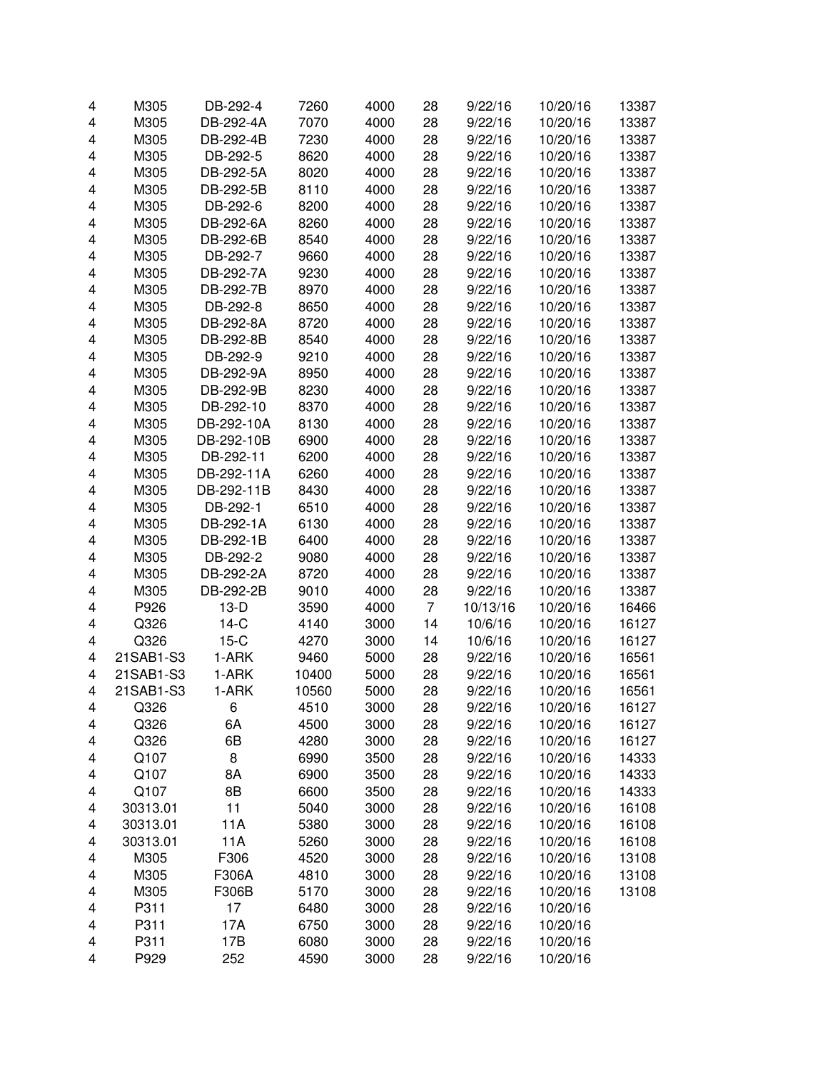| | | | | | | | | |
|---|---|---|---|---|---|---|---|---|
| 4 | M305 | DB-292-4 | 7260 | 4000 | 28 | 9/22/16 | 10/20/16 | 13387 |
| 4 | M305 | DB-292-4A | 7070 | 4000 | 28 | 9/22/16 | 10/20/16 | 13387 |
| 4 | M305 | DB-292-4B | 7230 | 4000 | 28 | 9/22/16 | 10/20/16 | 13387 |
| 4 | M305 | DB-292-5 | 8620 | 4000 | 28 | 9/22/16 | 10/20/16 | 13387 |
| 4 | M305 | DB-292-5A | 8020 | 4000 | 28 | 9/22/16 | 10/20/16 | 13387 |
| 4 | M305 | DB-292-5B | 8110 | 4000 | 28 | 9/22/16 | 10/20/16 | 13387 |
| 4 | M305 | DB-292-6 | 8200 | 4000 | 28 | 9/22/16 | 10/20/16 | 13387 |
| 4 | M305 | DB-292-6A | 8260 | 4000 | 28 | 9/22/16 | 10/20/16 | 13387 |
| 4 | M305 | DB-292-6B | 8540 | 4000 | 28 | 9/22/16 | 10/20/16 | 13387 |
| 4 | M305 | DB-292-7 | 9660 | 4000 | 28 | 9/22/16 | 10/20/16 | 13387 |
| 4 | M305 | DB-292-7A | 9230 | 4000 | 28 | 9/22/16 | 10/20/16 | 13387 |
| 4 | M305 | DB-292-7B | 8970 | 4000 | 28 | 9/22/16 | 10/20/16 | 13387 |
| 4 | M305 | DB-292-8 | 8650 | 4000 | 28 | 9/22/16 | 10/20/16 | 13387 |
| 4 | M305 | DB-292-8A | 8720 | 4000 | 28 | 9/22/16 | 10/20/16 | 13387 |
| 4 | M305 | DB-292-8B | 8540 | 4000 | 28 | 9/22/16 | 10/20/16 | 13387 |
| 4 | M305 | DB-292-9 | 9210 | 4000 | 28 | 9/22/16 | 10/20/16 | 13387 |
| 4 | M305 | DB-292-9A | 8950 | 4000 | 28 | 9/22/16 | 10/20/16 | 13387 |
| 4 | M305 | DB-292-9B | 8230 | 4000 | 28 | 9/22/16 | 10/20/16 | 13387 |
| 4 | M305 | DB-292-10 | 8370 | 4000 | 28 | 9/22/16 | 10/20/16 | 13387 |
| 4 | M305 | DB-292-10A | 8130 | 4000 | 28 | 9/22/16 | 10/20/16 | 13387 |
| 4 | M305 | DB-292-10B | 6900 | 4000 | 28 | 9/22/16 | 10/20/16 | 13387 |
| 4 | M305 | DB-292-11 | 6200 | 4000 | 28 | 9/22/16 | 10/20/16 | 13387 |
| 4 | M305 | DB-292-11A | 6260 | 4000 | 28 | 9/22/16 | 10/20/16 | 13387 |
| 4 | M305 | DB-292-11B | 8430 | 4000 | 28 | 9/22/16 | 10/20/16 | 13387 |
| 4 | M305 | DB-292-1 | 6510 | 4000 | 28 | 9/22/16 | 10/20/16 | 13387 |
| 4 | M305 | DB-292-1A | 6130 | 4000 | 28 | 9/22/16 | 10/20/16 | 13387 |
| 4 | M305 | DB-292-1B | 6400 | 4000 | 28 | 9/22/16 | 10/20/16 | 13387 |
| 4 | M305 | DB-292-2 | 9080 | 4000 | 28 | 9/22/16 | 10/20/16 | 13387 |
| 4 | M305 | DB-292-2A | 8720 | 4000 | 28 | 9/22/16 | 10/20/16 | 13387 |
| 4 | M305 | DB-292-2B | 9010 | 4000 | 28 | 9/22/16 | 10/20/16 | 13387 |
| 4 | P926 | 13-D | 3590 | 4000 | 7 | 10/13/16 | 10/20/16 | 16466 |
| 4 | Q326 | 14-C | 4140 | 3000 | 14 | 10/6/16 | 10/20/16 | 16127 |
| 4 | Q326 | 15-C | 4270 | 3000 | 14 | 10/6/16 | 10/20/16 | 16127 |
| 4 | 21SAB1-S3 | 1-ARK | 9460 | 5000 | 28 | 9/22/16 | 10/20/16 | 16561 |
| 4 | 21SAB1-S3 | 1-ARK | 10400 | 5000 | 28 | 9/22/16 | 10/20/16 | 16561 |
| 4 | 21SAB1-S3 | 1-ARK | 10560 | 5000 | 28 | 9/22/16 | 10/20/16 | 16561 |
| 4 | Q326 | 6 | 4510 | 3000 | 28 | 9/22/16 | 10/20/16 | 16127 |
| 4 | Q326 | 6A | 4500 | 3000 | 28 | 9/22/16 | 10/20/16 | 16127 |
| 4 | Q326 | 6B | 4280 | 3000 | 28 | 9/22/16 | 10/20/16 | 16127 |
| 4 | Q107 | 8 | 6990 | 3500 | 28 | 9/22/16 | 10/20/16 | 14333 |
| 4 | Q107 | 8A | 6900 | 3500 | 28 | 9/22/16 | 10/20/16 | 14333 |
| 4 | Q107 | 8B | 6600 | 3500 | 28 | 9/22/16 | 10/20/16 | 14333 |
| 4 | 30313.01 | 11 | 5040 | 3000 | 28 | 9/22/16 | 10/20/16 | 16108 |
| 4 | 30313.01 | 11A | 5380 | 3000 | 28 | 9/22/16 | 10/20/16 | 16108 |
| 4 | 30313.01 | 11A | 5260 | 3000 | 28 | 9/22/16 | 10/20/16 | 16108 |
| 4 | M305 | F306 | 4520 | 3000 | 28 | 9/22/16 | 10/20/16 | 13108 |
| 4 | M305 | F306A | 4810 | 3000 | 28 | 9/22/16 | 10/20/16 | 13108 |
| 4 | M305 | F306B | 5170 | 3000 | 28 | 9/22/16 | 10/20/16 | 13108 |
| 4 | P311 | 17 | 6480 | 3000 | 28 | 9/22/16 | 10/20/16 | |
| 4 | P311 | 17A | 6750 | 3000 | 28 | 9/22/16 | 10/20/16 | |
| 4 | P311 | 17B | 6080 | 3000 | 28 | 9/22/16 | 10/20/16 | |
| 4 | P929 | 252 | 4590 | 3000 | 28 | 9/22/16 | 10/20/16 | |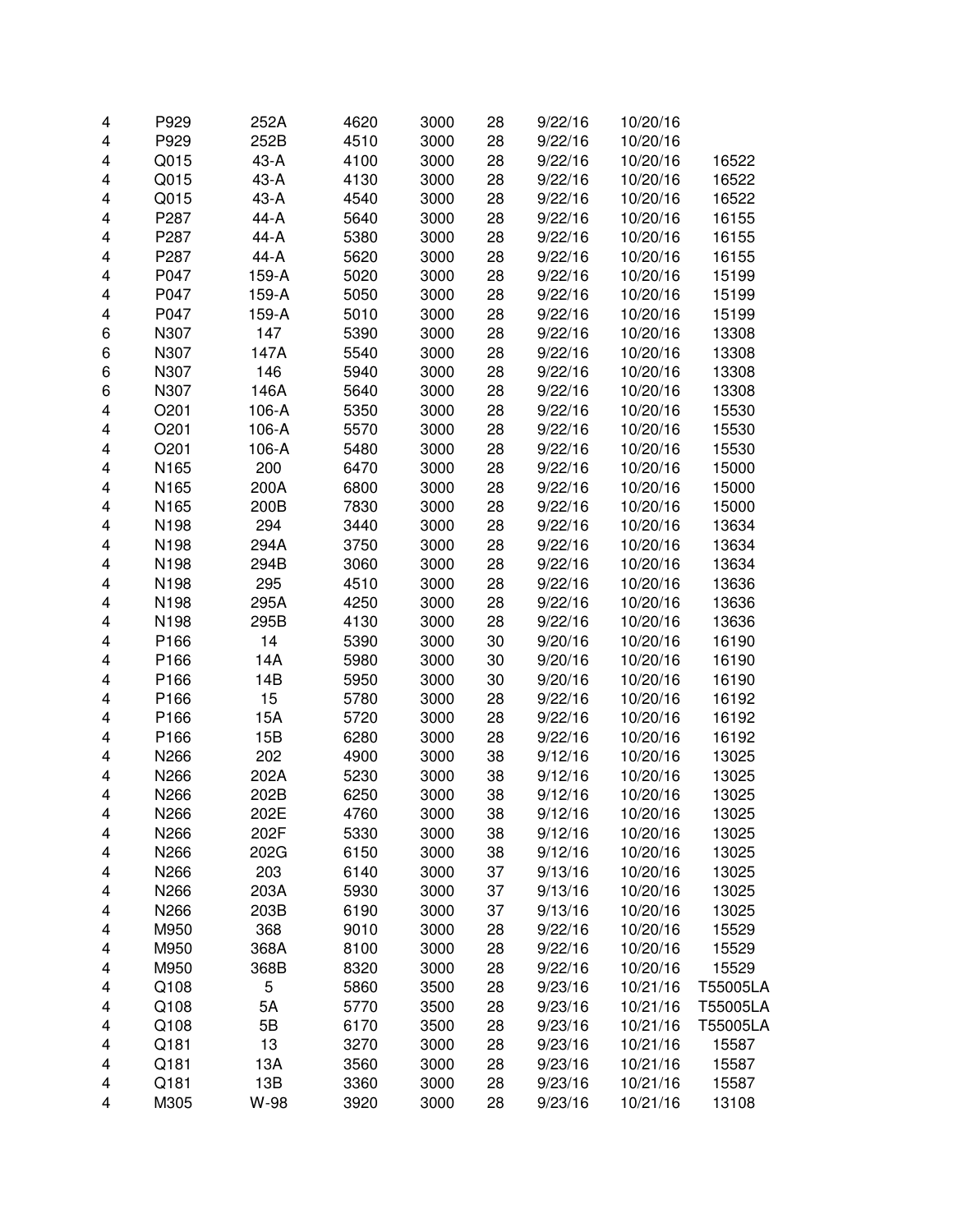| | | | | | | | | |
|---|---|---|---|---|---|---|---|---|
| 4 | P929 | 252A | 4620 | 3000 | 28 | 9/22/16 | 10/20/16 | |
| 4 | P929 | 252B | 4510 | 3000 | 28 | 9/22/16 | 10/20/16 | |
| 4 | Q015 | 43-A | 4100 | 3000 | 28 | 9/22/16 | 10/20/16 | 16522 |
| 4 | Q015 | 43-A | 4130 | 3000 | 28 | 9/22/16 | 10/20/16 | 16522 |
| 4 | Q015 | 43-A | 4540 | 3000 | 28 | 9/22/16 | 10/20/16 | 16522 |
| 4 | P287 | 44-A | 5640 | 3000 | 28 | 9/22/16 | 10/20/16 | 16155 |
| 4 | P287 | 44-A | 5380 | 3000 | 28 | 9/22/16 | 10/20/16 | 16155 |
| 4 | P287 | 44-A | 5620 | 3000 | 28 | 9/22/16 | 10/20/16 | 16155 |
| 4 | P047 | 159-A | 5020 | 3000 | 28 | 9/22/16 | 10/20/16 | 15199 |
| 4 | P047 | 159-A | 5050 | 3000 | 28 | 9/22/16 | 10/20/16 | 15199 |
| 4 | P047 | 159-A | 5010 | 3000 | 28 | 9/22/16 | 10/20/16 | 15199 |
| 6 | N307 | 147 | 5390 | 3000 | 28 | 9/22/16 | 10/20/16 | 13308 |
| 6 | N307 | 147A | 5540 | 3000 | 28 | 9/22/16 | 10/20/16 | 13308 |
| 6 | N307 | 146 | 5940 | 3000 | 28 | 9/22/16 | 10/20/16 | 13308 |
| 6 | N307 | 146A | 5640 | 3000 | 28 | 9/22/16 | 10/20/16 | 13308 |
| 4 | O201 | 106-A | 5350 | 3000 | 28 | 9/22/16 | 10/20/16 | 15530 |
| 4 | O201 | 106-A | 5570 | 3000 | 28 | 9/22/16 | 10/20/16 | 15530 |
| 4 | O201 | 106-A | 5480 | 3000 | 28 | 9/22/16 | 10/20/16 | 15530 |
| 4 | N165 | 200 | 6470 | 3000 | 28 | 9/22/16 | 10/20/16 | 15000 |
| 4 | N165 | 200A | 6800 | 3000 | 28 | 9/22/16 | 10/20/16 | 15000 |
| 4 | N165 | 200B | 7830 | 3000 | 28 | 9/22/16 | 10/20/16 | 15000 |
| 4 | N198 | 294 | 3440 | 3000 | 28 | 9/22/16 | 10/20/16 | 13634 |
| 4 | N198 | 294A | 3750 | 3000 | 28 | 9/22/16 | 10/20/16 | 13634 |
| 4 | N198 | 294B | 3060 | 3000 | 28 | 9/22/16 | 10/20/16 | 13634 |
| 4 | N198 | 295 | 4510 | 3000 | 28 | 9/22/16 | 10/20/16 | 13636 |
| 4 | N198 | 295A | 4250 | 3000 | 28 | 9/22/16 | 10/20/16 | 13636 |
| 4 | N198 | 295B | 4130 | 3000 | 28 | 9/22/16 | 10/20/16 | 13636 |
| 4 | P166 | 14 | 5390 | 3000 | 30 | 9/20/16 | 10/20/16 | 16190 |
| 4 | P166 | 14A | 5980 | 3000 | 30 | 9/20/16 | 10/20/16 | 16190 |
| 4 | P166 | 14B | 5950 | 3000 | 30 | 9/20/16 | 10/20/16 | 16190 |
| 4 | P166 | 15 | 5780 | 3000 | 28 | 9/22/16 | 10/20/16 | 16192 |
| 4 | P166 | 15A | 5720 | 3000 | 28 | 9/22/16 | 10/20/16 | 16192 |
| 4 | P166 | 15B | 6280 | 3000 | 28 | 9/22/16 | 10/20/16 | 16192 |
| 4 | N266 | 202 | 4900 | 3000 | 38 | 9/12/16 | 10/20/16 | 13025 |
| 4 | N266 | 202A | 5230 | 3000 | 38 | 9/12/16 | 10/20/16 | 13025 |
| 4 | N266 | 202B | 6250 | 3000 | 38 | 9/12/16 | 10/20/16 | 13025 |
| 4 | N266 | 202E | 4760 | 3000 | 38 | 9/12/16 | 10/20/16 | 13025 |
| 4 | N266 | 202F | 5330 | 3000 | 38 | 9/12/16 | 10/20/16 | 13025 |
| 4 | N266 | 202G | 6150 | 3000 | 38 | 9/12/16 | 10/20/16 | 13025 |
| 4 | N266 | 203 | 6140 | 3000 | 37 | 9/13/16 | 10/20/16 | 13025 |
| 4 | N266 | 203A | 5930 | 3000 | 37 | 9/13/16 | 10/20/16 | 13025 |
| 4 | N266 | 203B | 6190 | 3000 | 37 | 9/13/16 | 10/20/16 | 13025 |
| 4 | M950 | 368 | 9010 | 3000 | 28 | 9/22/16 | 10/20/16 | 15529 |
| 4 | M950 | 368A | 8100 | 3000 | 28 | 9/22/16 | 10/20/16 | 15529 |
| 4 | M950 | 368B | 8320 | 3000 | 28 | 9/22/16 | 10/20/16 | 15529 |
| 4 | Q108 | 5 | 5860 | 3500 | 28 | 9/23/16 | 10/21/16 | T55005LA |
| 4 | Q108 | 5A | 5770 | 3500 | 28 | 9/23/16 | 10/21/16 | T55005LA |
| 4 | Q108 | 5B | 6170 | 3500 | 28 | 9/23/16 | 10/21/16 | T55005LA |
| 4 | Q181 | 13 | 3270 | 3000 | 28 | 9/23/16 | 10/21/16 | 15587 |
| 4 | Q181 | 13A | 3560 | 3000 | 28 | 9/23/16 | 10/21/16 | 15587 |
| 4 | Q181 | 13B | 3360 | 3000 | 28 | 9/23/16 | 10/21/16 | 15587 |
| 4 | M305 | W-98 | 3920 | 3000 | 28 | 9/23/16 | 10/21/16 | 13108 |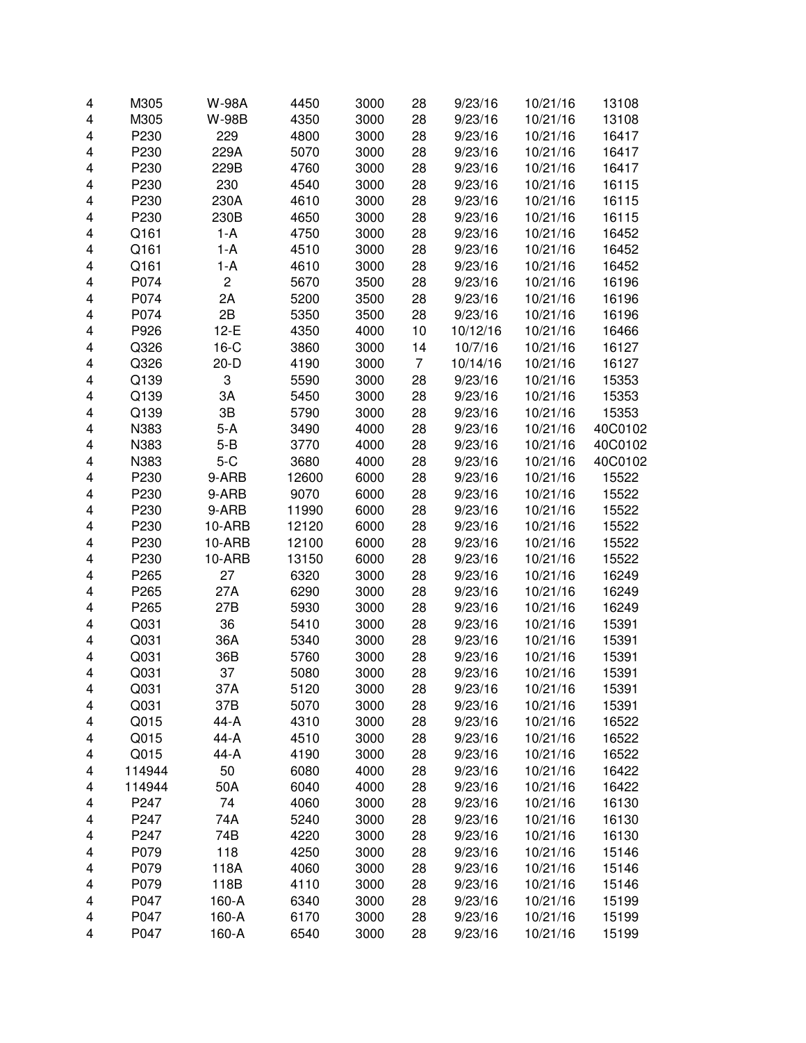| | | | | | | | | |
|---|---|---|---|---|---|---|---|---|
| 4 | M305 | W-98A | 4450 | 3000 | 28 | 9/23/16 | 10/21/16 | 13108 |
| 4 | M305 | W-98B | 4350 | 3000 | 28 | 9/23/16 | 10/21/16 | 13108 |
| 4 | P230 | 229 | 4800 | 3000 | 28 | 9/23/16 | 10/21/16 | 16417 |
| 4 | P230 | 229A | 5070 | 3000 | 28 | 9/23/16 | 10/21/16 | 16417 |
| 4 | P230 | 229B | 4760 | 3000 | 28 | 9/23/16 | 10/21/16 | 16417 |
| 4 | P230 | 230 | 4540 | 3000 | 28 | 9/23/16 | 10/21/16 | 16115 |
| 4 | P230 | 230A | 4610 | 3000 | 28 | 9/23/16 | 10/21/16 | 16115 |
| 4 | P230 | 230B | 4650 | 3000 | 28 | 9/23/16 | 10/21/16 | 16115 |
| 4 | Q161 | 1-A | 4750 | 3000 | 28 | 9/23/16 | 10/21/16 | 16452 |
| 4 | Q161 | 1-A | 4510 | 3000 | 28 | 9/23/16 | 10/21/16 | 16452 |
| 4 | Q161 | 1-A | 4610 | 3000 | 28 | 9/23/16 | 10/21/16 | 16452 |
| 4 | P074 | 2 | 5670 | 3500 | 28 | 9/23/16 | 10/21/16 | 16196 |
| 4 | P074 | 2A | 5200 | 3500 | 28 | 9/23/16 | 10/21/16 | 16196 |
| 4 | P074 | 2B | 5350 | 3500 | 28 | 9/23/16 | 10/21/16 | 16196 |
| 4 | P926 | 12-E | 4350 | 4000 | 10 | 10/12/16 | 10/21/16 | 16466 |
| 4 | Q326 | 16-C | 3860 | 3000 | 14 | 10/7/16 | 10/21/16 | 16127 |
| 4 | Q326 | 20-D | 4190 | 3000 | 7 | 10/14/16 | 10/21/16 | 16127 |
| 4 | Q139 | 3 | 5590 | 3000 | 28 | 9/23/16 | 10/21/16 | 15353 |
| 4 | Q139 | 3A | 5450 | 3000 | 28 | 9/23/16 | 10/21/16 | 15353 |
| 4 | Q139 | 3B | 5790 | 3000 | 28 | 9/23/16 | 10/21/16 | 15353 |
| 4 | N383 | 5-A | 3490 | 4000 | 28 | 9/23/16 | 10/21/16 | 40C0102 |
| 4 | N383 | 5-B | 3770 | 4000 | 28 | 9/23/16 | 10/21/16 | 40C0102 |
| 4 | N383 | 5-C | 3680 | 4000 | 28 | 9/23/16 | 10/21/16 | 40C0102 |
| 4 | P230 | 9-ARB | 12600 | 6000 | 28 | 9/23/16 | 10/21/16 | 15522 |
| 4 | P230 | 9-ARB | 9070 | 6000 | 28 | 9/23/16 | 10/21/16 | 15522 |
| 4 | P230 | 9-ARB | 11990 | 6000 | 28 | 9/23/16 | 10/21/16 | 15522 |
| 4 | P230 | 10-ARB | 12120 | 6000 | 28 | 9/23/16 | 10/21/16 | 15522 |
| 4 | P230 | 10-ARB | 12100 | 6000 | 28 | 9/23/16 | 10/21/16 | 15522 |
| 4 | P230 | 10-ARB | 13150 | 6000 | 28 | 9/23/16 | 10/21/16 | 15522 |
| 4 | P265 | 27 | 6320 | 3000 | 28 | 9/23/16 | 10/21/16 | 16249 |
| 4 | P265 | 27A | 6290 | 3000 | 28 | 9/23/16 | 10/21/16 | 16249 |
| 4 | P265 | 27B | 5930 | 3000 | 28 | 9/23/16 | 10/21/16 | 16249 |
| 4 | Q031 | 36 | 5410 | 3000 | 28 | 9/23/16 | 10/21/16 | 15391 |
| 4 | Q031 | 36A | 5340 | 3000 | 28 | 9/23/16 | 10/21/16 | 15391 |
| 4 | Q031 | 36B | 5760 | 3000 | 28 | 9/23/16 | 10/21/16 | 15391 |
| 4 | Q031 | 37 | 5080 | 3000 | 28 | 9/23/16 | 10/21/16 | 15391 |
| 4 | Q031 | 37A | 5120 | 3000 | 28 | 9/23/16 | 10/21/16 | 15391 |
| 4 | Q031 | 37B | 5070 | 3000 | 28 | 9/23/16 | 10/21/16 | 15391 |
| 4 | Q015 | 44-A | 4310 | 3000 | 28 | 9/23/16 | 10/21/16 | 16522 |
| 4 | Q015 | 44-A | 4510 | 3000 | 28 | 9/23/16 | 10/21/16 | 16522 |
| 4 | Q015 | 44-A | 4190 | 3000 | 28 | 9/23/16 | 10/21/16 | 16522 |
| 4 | 114944 | 50 | 6080 | 4000 | 28 | 9/23/16 | 10/21/16 | 16422 |
| 4 | 114944 | 50A | 6040 | 4000 | 28 | 9/23/16 | 10/21/16 | 16422 |
| 4 | P247 | 74 | 4060 | 3000 | 28 | 9/23/16 | 10/21/16 | 16130 |
| 4 | P247 | 74A | 5240 | 3000 | 28 | 9/23/16 | 10/21/16 | 16130 |
| 4 | P247 | 74B | 4220 | 3000 | 28 | 9/23/16 | 10/21/16 | 16130 |
| 4 | P079 | 118 | 4250 | 3000 | 28 | 9/23/16 | 10/21/16 | 15146 |
| 4 | P079 | 118A | 4060 | 3000 | 28 | 9/23/16 | 10/21/16 | 15146 |
| 4 | P079 | 118B | 4110 | 3000 | 28 | 9/23/16 | 10/21/16 | 15146 |
| 4 | P047 | 160-A | 6340 | 3000 | 28 | 9/23/16 | 10/21/16 | 15199 |
| 4 | P047 | 160-A | 6170 | 3000 | 28 | 9/23/16 | 10/21/16 | 15199 |
| 4 | P047 | 160-A | 6540 | 3000 | 28 | 9/23/16 | 10/21/16 | 15199 |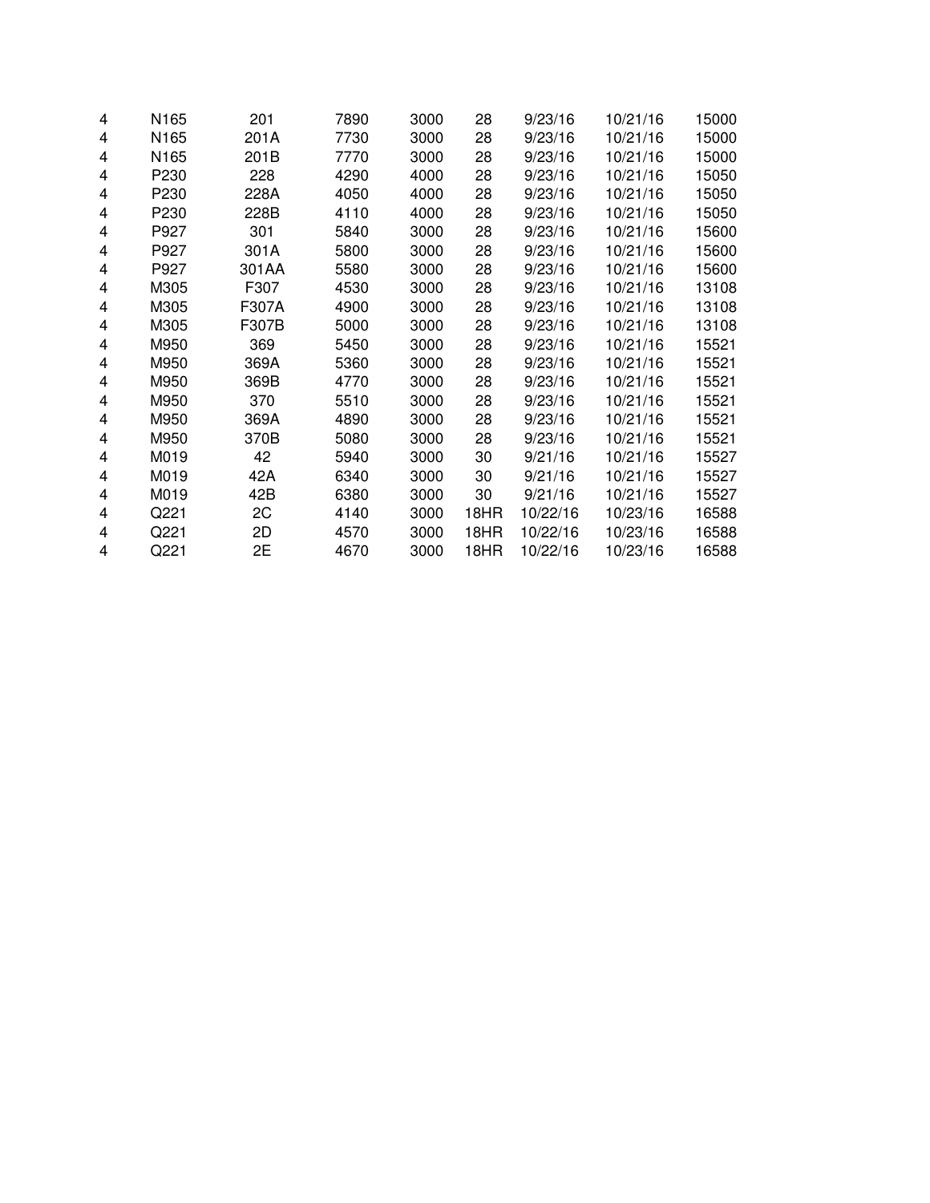| | | | | | | | | |
|---|---|---|---|---|---|---|---|---|
| 4 | N165 | 201 | 7890 | 3000 | 28 | 9/23/16 | 10/21/16 | 15000 |
| 4 | N165 | 201A | 7730 | 3000 | 28 | 9/23/16 | 10/21/16 | 15000 |
| 4 | N165 | 201B | 7770 | 3000 | 28 | 9/23/16 | 10/21/16 | 15000 |
| 4 | P230 | 228 | 4290 | 4000 | 28 | 9/23/16 | 10/21/16 | 15050 |
| 4 | P230 | 228A | 4050 | 4000 | 28 | 9/23/16 | 10/21/16 | 15050 |
| 4 | P230 | 228B | 4110 | 4000 | 28 | 9/23/16 | 10/21/16 | 15050 |
| 4 | P927 | 301 | 5840 | 3000 | 28 | 9/23/16 | 10/21/16 | 15600 |
| 4 | P927 | 301A | 5800 | 3000 | 28 | 9/23/16 | 10/21/16 | 15600 |
| 4 | P927 | 301AA | 5580 | 3000 | 28 | 9/23/16 | 10/21/16 | 15600 |
| 4 | M305 | F307 | 4530 | 3000 | 28 | 9/23/16 | 10/21/16 | 13108 |
| 4 | M305 | F307A | 4900 | 3000 | 28 | 9/23/16 | 10/21/16 | 13108 |
| 4 | M305 | F307B | 5000 | 3000 | 28 | 9/23/16 | 10/21/16 | 13108 |
| 4 | M950 | 369 | 5450 | 3000 | 28 | 9/23/16 | 10/21/16 | 15521 |
| 4 | M950 | 369A | 5360 | 3000 | 28 | 9/23/16 | 10/21/16 | 15521 |
| 4 | M950 | 369B | 4770 | 3000 | 28 | 9/23/16 | 10/21/16 | 15521 |
| 4 | M950 | 370 | 5510 | 3000 | 28 | 9/23/16 | 10/21/16 | 15521 |
| 4 | M950 | 369A | 4890 | 3000 | 28 | 9/23/16 | 10/21/16 | 15521 |
| 4 | M950 | 370B | 5080 | 3000 | 28 | 9/23/16 | 10/21/16 | 15521 |
| 4 | M019 | 42 | 5940 | 3000 | 30 | 9/21/16 | 10/21/16 | 15527 |
| 4 | M019 | 42A | 6340 | 3000 | 30 | 9/21/16 | 10/21/16 | 15527 |
| 4 | M019 | 42B | 6380 | 3000 | 30 | 9/21/16 | 10/21/16 | 15527 |
| 4 | Q221 | 2C | 4140 | 3000 | 18HR | 10/22/16 | 10/23/16 | 16588 |
| 4 | Q221 | 2D | 4570 | 3000 | 18HR | 10/22/16 | 10/23/16 | 16588 |
| 4 | Q221 | 2E | 4670 | 3000 | 18HR | 10/22/16 | 10/23/16 | 16588 |